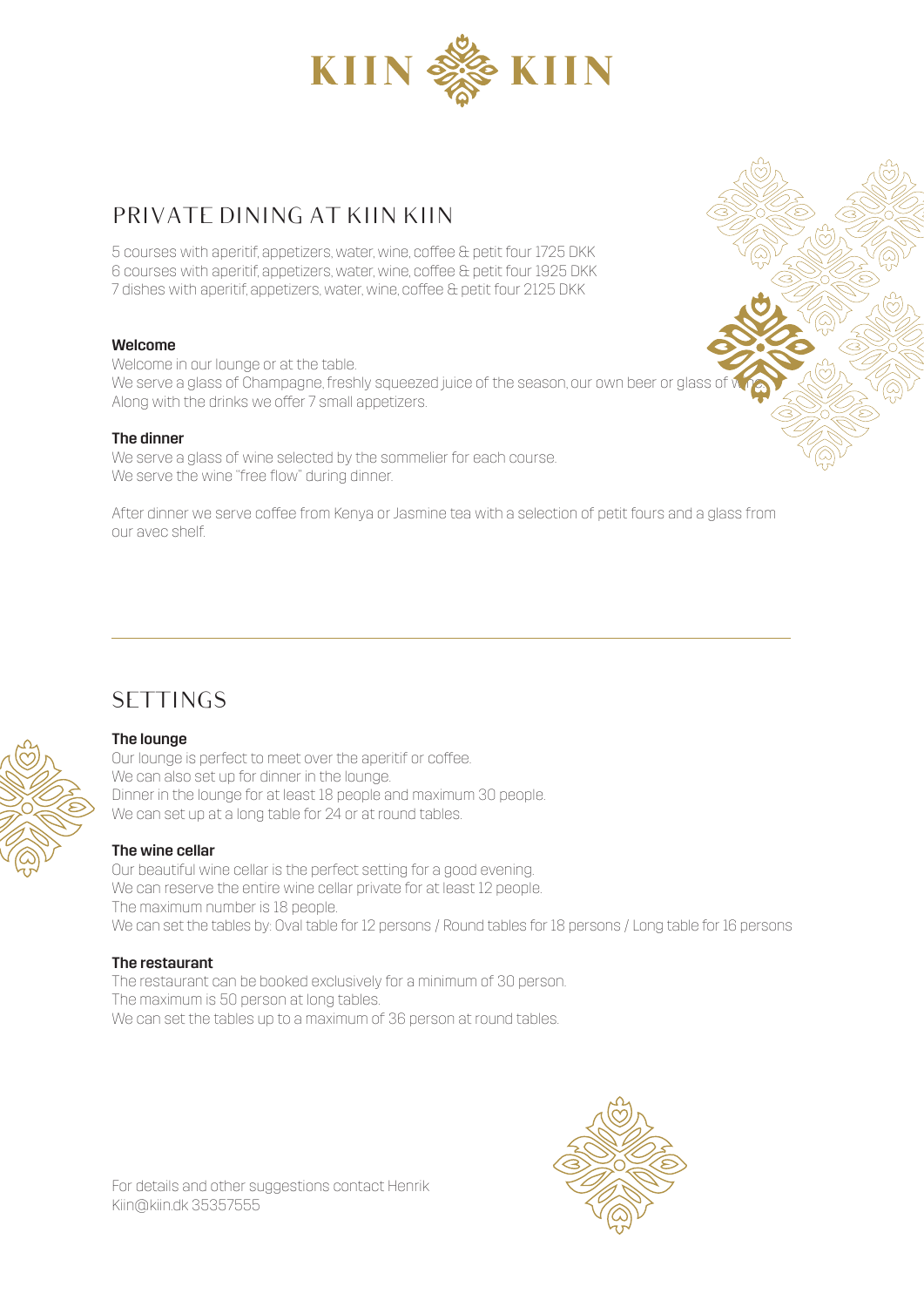# KIIN KIIN

## PRIVATE DINING AT KIIN KIIN

5 courses with aperitif, appetizers, water, wine, coffee & petit four 1725 DKK
6 courses with aperitif, appetizers, water, wine, coffee & petit four 1925 DKK
7 dishes with aperitif, appetizers, water, wine, coffee & petit four 2125 DKK

**Welcome**
Welcome in our lounge or at the table.
We serve a glass of Champagne, freshly squeezed juice of the season, our own beer or glass of wine.
Along with the drinks we offer 7 small appetizers.

**The dinner**
We serve a glass of wine selected by the sommelier for each course.
We serve the wine "free flow" during dinner.

After dinner we serve coffee from Kenya or Jasmine tea with a selection of petit fours and a glass from our avec shelf.

---

## SETTINGS

**The lounge**
Our lounge is perfect to meet over the aperitif or coffee.
We can also set up for dinner in the lounge.
Dinner in the lounge for at least 18 people and maximum 30 people.
We can set up at a long table for 24 or at round tables.

**The wine cellar**
Our beautiful wine cellar is the perfect setting for a good evening.
We can reserve the entire wine cellar private for at least 12 people.
The maximum number is 18 people.
We can set the tables by: Oval table for 12 persons / Round tables for 18 persons / Long table for 16 persons

**The restaurant**
The restaurant can be booked exclusively for a minimum of 30 person.
The maximum is 50 person at long tables.
We can set the tables up to a maximum of 36 person at round tables.

For details and other suggestions contact Henrik
Kiin@kiin.dk 35357555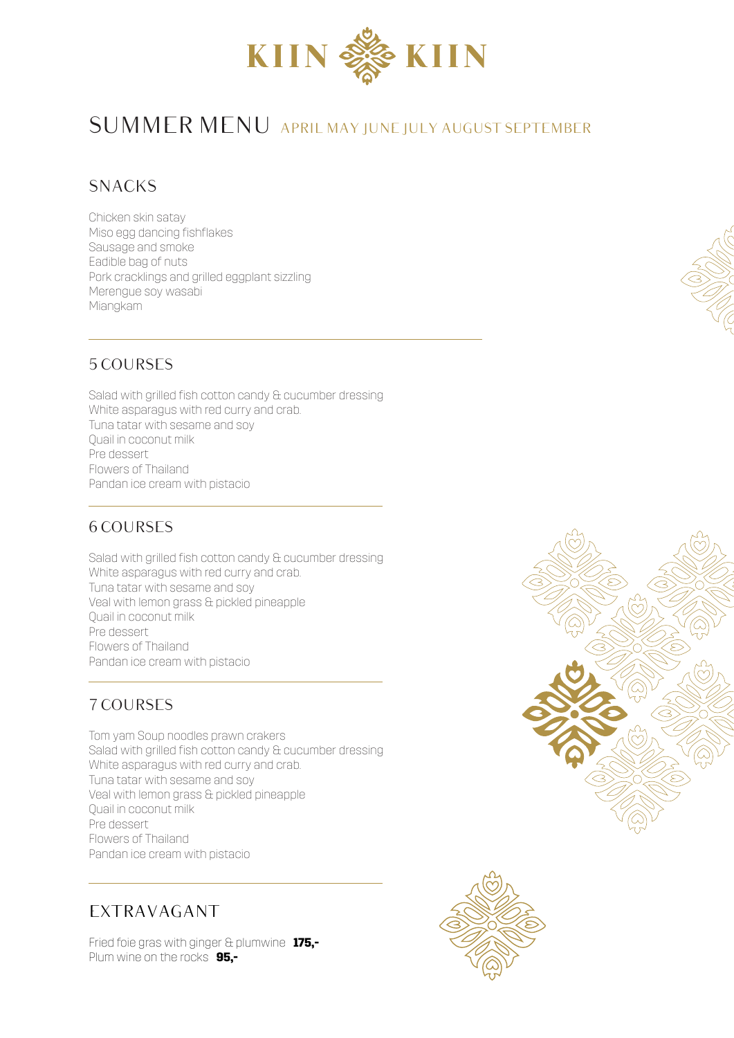# KIIN KIIN

## SUMMER MENU APRIL MAY JUNE JULY AUGUST SEPTEMBER

### SNACKS

Chicken skin satay
Miso egg dancing fishflakes
Sausage and smoke
Eadible bag of nuts
Pork cracklings and grilled eggplant sizzling
Merengue soy wasabi
Miangkam

### 5 COURSES

Salad with grilled fish cotton candy & cucumber dressing
White asparagus with red curry and crab.
Tuna tatar with sesame and soy
Quail in coconut milk
Pre dessert
Flowers of Thailand
Pandan ice cream with pistacio

### 6 COURSES

Salad with grilled fish cotton candy & cucumber dressing
White asparagus with red curry and crab.
Tuna tatar with sesame and soy
Veal with lemon grass & pickled pineapple
Quail in coconut milk
Pre dessert
Flowers of Thailand
Pandan ice cream with pistacio

### 7 COURSES

Tom yam Soup noodles prawn crakers
Salad with grilled fish cotton candy & cucumber dressing
White asparagus with red curry and crab.
Tuna tatar with sesame and soy
Veal with lemon grass & pickled pineapple
Quail in coconut milk
Pre dessert
Flowers of Thailand
Pandan ice cream with pistacio

### EXTRAVAGANT

Fried foie gras with ginger & plumwine **175,-**
Plum wine on the rocks **95,-**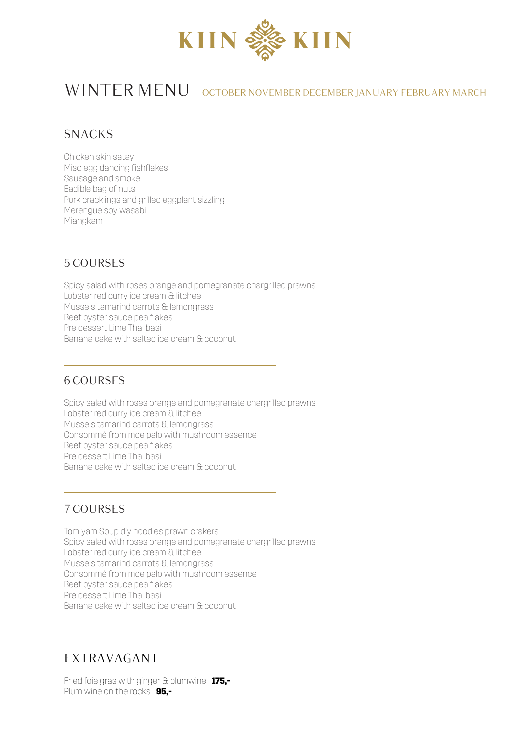# KIIN KIIN

## WINTER MENU

OCTOBER NOVEMBER DECEMBER JANUARY FEBRUARY MARCH

### SNACKS

Chicken skin satay
Miso egg dancing fishflakes
Sausage and smoke
Eadible bag of nuts
Pork cracklings and grilled eggplant sizzling
Merengue soy wasabi
Miangkam

### 5 COURSES

Spicy salad with roses orange and pomegranate chargrilled prawns
Lobster red curry ice cream & litchee
Mussels tamarind carrots & lemongrass
Beef oyster sauce pea flakes
Pre dessert Lime Thai basil
Banana cake with salted ice cream & coconut

### 6 COURSES

Spicy salad with roses orange and pomegranate chargrilled prawns
Lobster red curry ice cream & litchee
Mussels tamarind carrots & lemongrass
Consommé from moe palo with mushroom essence
Beef oyster sauce pea flakes
Pre dessert Lime Thai basil
Banana cake with salted ice cream & coconut

### 7 COURSES

Tom yam Soup diy noodles prawn crakers
Spicy salad with roses orange and pomegranate chargrilled prawns
Lobster red curry ice cream & litchee
Mussels tamarind carrots & lemongrass
Consommé from moe palo with mushroom essence
Beef oyster sauce pea flakes
Pre dessert Lime Thai basil
Banana cake with salted ice cream & coconut

### EXTRAVAGANT

Fried foie gras with ginger & plumwine **175,-**
Plum wine on the rocks **95,-**